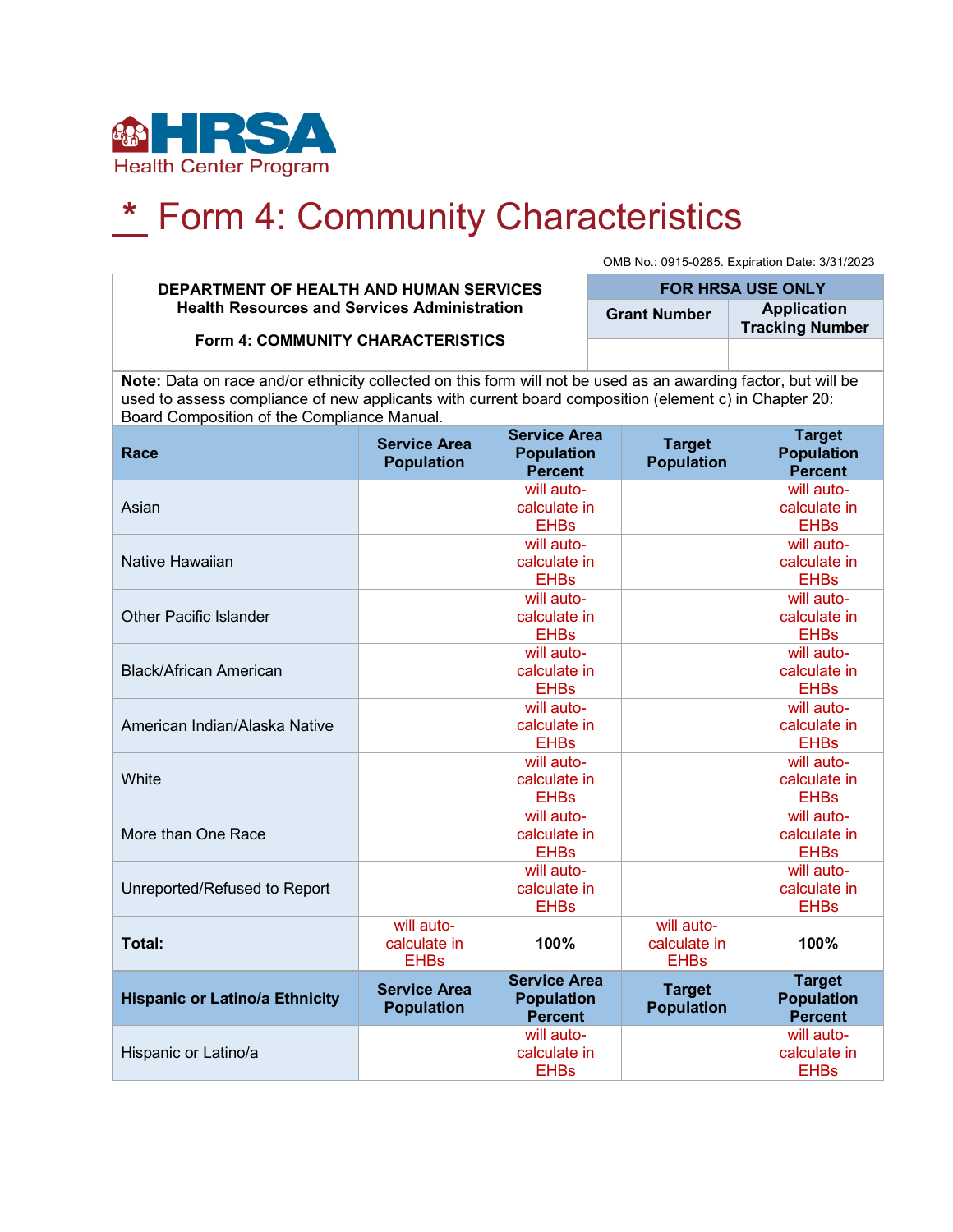HRSA Health Center Program

# * Form 4: Community Characteristics

OMB No.: 0915-0285. Expiration Date: 3/31/2023

| DEPARTMENT OF HEALTH AND HUMAN SERVICES<br>Health Resources and Services Administration<br><br>Form 4: COMMUNITY CHARACTERISTICS | FOR HRSA USE ONLY | |
|---|---|---|
| | Grant Number | Application Tracking Number |
| | | |

**Note:** Data on race and/or ethnicity collected on this form will not be used as an awarding factor, but will be used to assess compliance of new applicants with current board composition (element c) in Chapter 20: Board Composition of the Compliance Manual.

| Race | Service Area Population | Service Area Population Percent | Target Population | Target Population Percent |
|---|---|---|---|---|
| Asian | | will auto-calculate in EHBs | | will auto-calculate in EHBs |
| Native Hawaiian | | will auto-calculate in EHBs | | will auto-calculate in EHBs |
| Other Pacific Islander | | will auto-calculate in EHBs | | will auto-calculate in EHBs |
| Black/African American | | will auto-calculate in EHBs | | will auto-calculate in EHBs |
| American Indian/Alaska Native | | will auto-calculate in EHBs | | will auto-calculate in EHBs |
| White | | will auto-calculate in EHBs | | will auto-calculate in EHBs |
| More than One Race | | will auto-calculate in EHBs | | will auto-calculate in EHBs |
| Unreported/Refused to Report | | will auto-calculate in EHBs | | will auto-calculate in EHBs |
| **Total:** | will auto-calculate in EHBs | **100%** | will auto-calculate in EHBs | **100%** |
| **Hispanic or Latino/a Ethnicity** | **Service Area Population** | **Service Area Population Percent** | **Target Population** | **Target Population Percent** |
| Hispanic or Latino/a | | will auto-calculate in EHBs | | will auto-calculate in EHBs |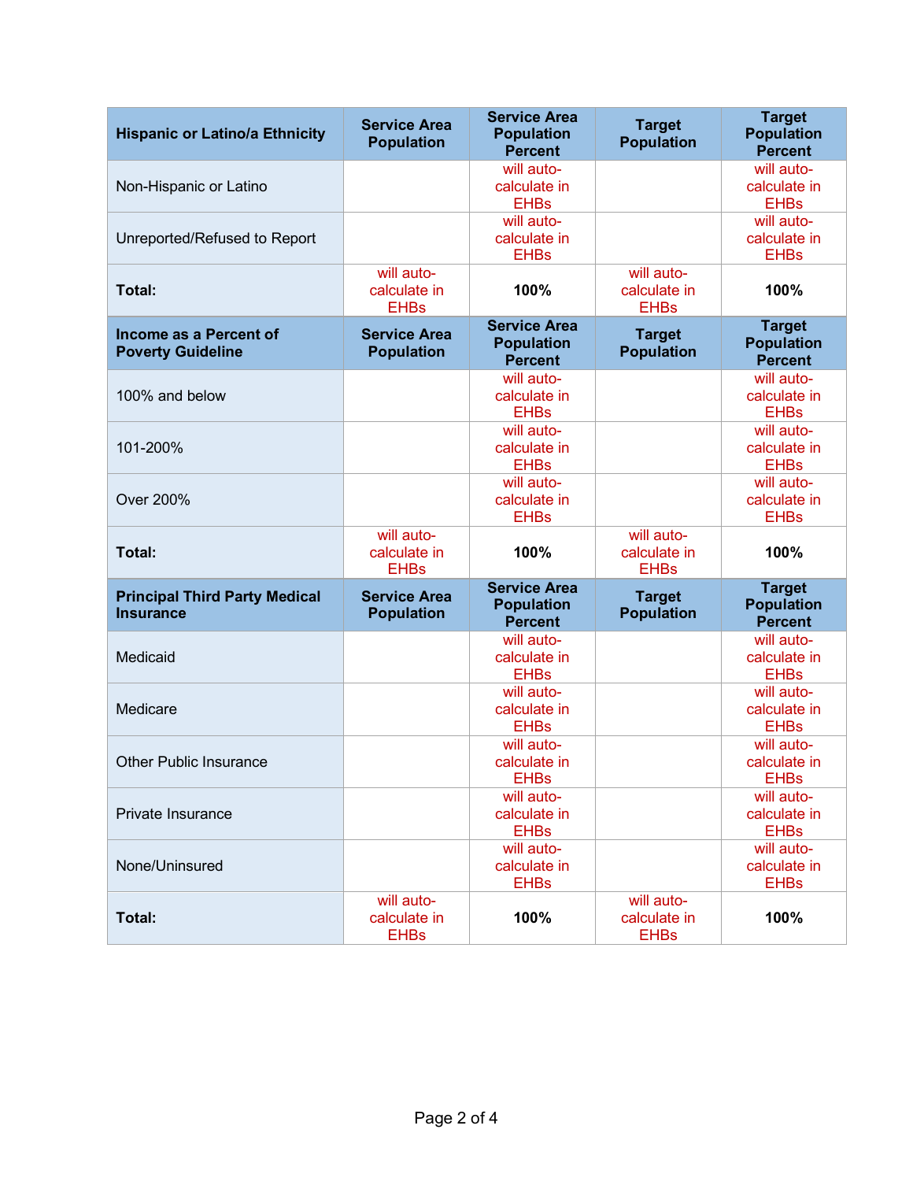| Hispanic or Latino/a Ethnicity | Service Area Population | Service Area Population Percent | Target Population | Target Population Percent |
|---|---|---|---|---|
| Non-Hispanic or Latino | | will auto-calculate in EHBs | | will auto-calculate in EHBs |
| Unreported/Refused to Report | | will auto-calculate in EHBs | | will auto-calculate in EHBs |
| **Total:** | will auto-calculate in EHBs | **100%** | will auto-calculate in EHBs | **100%** |
| **Income as a Percent of Poverty Guideline** | **Service Area Population** | **Service Area Population Percent** | **Target Population** | **Target Population Percent** |
| 100% and below | | will auto-calculate in EHBs | | will auto-calculate in EHBs |
| 101-200% | | will auto-calculate in EHBs | | will auto-calculate in EHBs |
| Over 200% | | will auto-calculate in EHBs | | will auto-calculate in EHBs |
| **Total:** | will auto-calculate in EHBs | **100%** | will auto-calculate in EHBs | **100%** |
| **Principal Third Party Medical Insurance** | **Service Area Population** | **Service Area Population Percent** | **Target Population** | **Target Population Percent** |
| Medicaid | | will auto-calculate in EHBs | | will auto-calculate in EHBs |
| Medicare | | will auto-calculate in EHBs | | will auto-calculate in EHBs |
| Other Public Insurance | | will auto-calculate in EHBs | | will auto-calculate in EHBs |
| Private Insurance | | will auto-calculate in EHBs | | will auto-calculate in EHBs |
| None/Uninsured | | will auto-calculate in EHBs | | will auto-calculate in EHBs |
| **Total:** | will auto-calculate in EHBs | **100%** | will auto-calculate in EHBs | **100%** |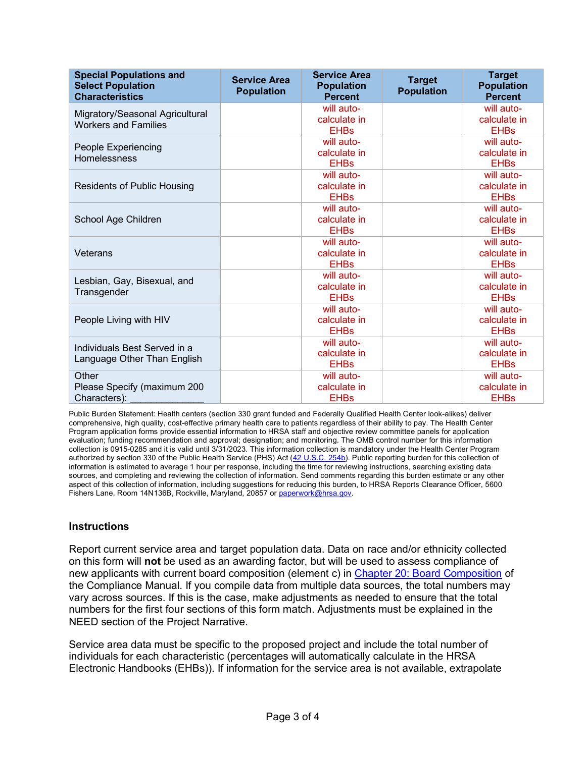| Special Populations and Select Population Characteristics | Service Area Population | Service Area Population Percent | Target Population | Target Population Percent |
|---|---|---|---|---|
| Migratory/Seasonal Agricultural Workers and Families | | will auto-calculate in EHBs | | will auto-calculate in EHBs |
| People Experiencing Homelessness | | will auto-calculate in EHBs | | will auto-calculate in EHBs |
| Residents of Public Housing | | will auto-calculate in EHBs | | will auto-calculate in EHBs |
| School Age Children | | will auto-calculate in EHBs | | will auto-calculate in EHBs |
| Veterans | | will auto-calculate in EHBs | | will auto-calculate in EHBs |
| Lesbian, Gay, Bisexual, and Transgender | | will auto-calculate in EHBs | | will auto-calculate in EHBs |
| People Living with HIV | | will auto-calculate in EHBs | | will auto-calculate in EHBs |
| Individuals Best Served in a Language Other Than English | | will auto-calculate in EHBs | | will auto-calculate in EHBs |
| Other Please Specify (maximum 200 Characters): ______________ | | will auto-calculate in EHBs | | will auto-calculate in EHBs |

Public Burden Statement: Health centers (section 330 grant funded and Federally Qualified Health Center look-alikes) deliver comprehensive, high quality, cost-effective primary health care to patients regardless of their ability to pay. The Health Center Program application forms provide essential information to HRSA staff and objective review committee panels for application evaluation; funding recommendation and approval; designation; and monitoring. The OMB control number for this information collection is 0915-0285 and it is valid until 3/31/2023. This information collection is mandatory under the Health Center Program authorized by section 330 of the Public Health Service (PHS) Act (42 U.S.C. 254b). Public reporting burden for this collection of information is estimated to average 1 hour per response, including the time for reviewing instructions, searching existing data sources, and completing and reviewing the collection of information. Send comments regarding this burden estimate or any other aspect of this collection of information, including suggestions for reducing this burden, to HRSA Reports Clearance Officer, 5600 Fishers Lane, Room 14N136B, Rockville, Maryland, 20857 or paperwork@hrsa.gov.

### Instructions

Report current service area and target population data. Data on race and/or ethnicity collected on this form will **not** be used as an awarding factor, but will be used to assess compliance of new applicants with current board composition (element c) in Chapter 20: Board Composition of the Compliance Manual. If you compile data from multiple data sources, the total numbers may vary across sources. If this is the case, make adjustments as needed to ensure that the total numbers for the first four sections of this form match. Adjustments must be explained in the NEED section of the Project Narrative.

Service area data must be specific to the proposed project and include the total number of individuals for each characteristic (percentages will automatically calculate in the HRSA Electronic Handbooks (EHBs)). If information for the service area is not available, extrapolate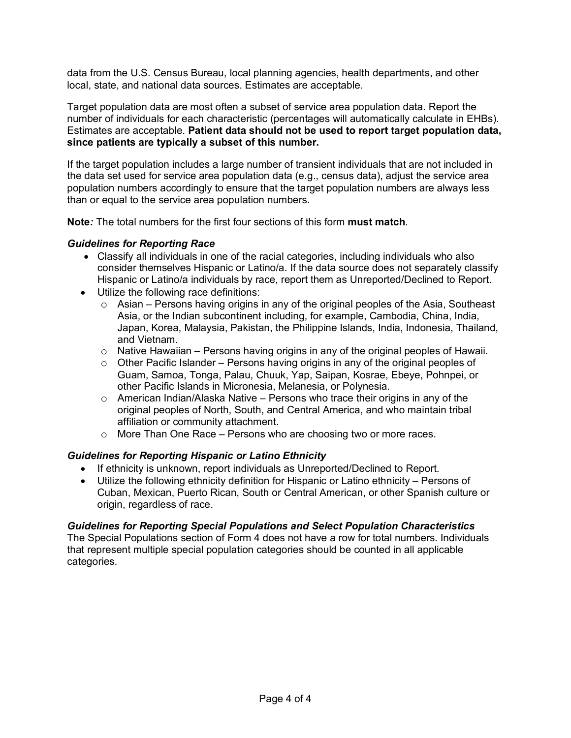data from the U.S. Census Bureau, local planning agencies, health departments, and other local, state, and national data sources. Estimates are acceptable.

Target population data are most often a subset of service area population data. Report the number of individuals for each characteristic (percentages will automatically calculate in EHBs). Estimates are acceptable. **Patient data should not be used to report target population data, since patients are typically a subset of this number.**

If the target population includes a large number of transient individuals that are not included in the data set used for service area population data (e.g., census data), adjust the service area population numbers accordingly to ensure that the target population numbers are always less than or equal to the service area population numbers.

**Note:** The total numbers for the first four sections of this form **must match**.

***Guidelines for Reporting Race***

- Classify all individuals in one of the racial categories, including individuals who also consider themselves Hispanic or Latino/a. If the data source does not separately classify Hispanic or Latino/a individuals by race, report them as Unreported/Declined to Report.
- Utilize the following race definitions:
  - Asian – Persons having origins in any of the original peoples of the Asia, Southeast Asia, or the Indian subcontinent including, for example, Cambodia, China, India, Japan, Korea, Malaysia, Pakistan, the Philippine Islands, India, Indonesia, Thailand, and Vietnam.
  - Native Hawaiian – Persons having origins in any of the original peoples of Hawaii.
  - Other Pacific Islander – Persons having origins in any of the original peoples of Guam, Samoa, Tonga, Palau, Chuuk, Yap, Saipan, Kosrae, Ebeye, Pohnpei, or other Pacific Islands in Micronesia, Melanesia, or Polynesia.
  - American Indian/Alaska Native – Persons who trace their origins in any of the original peoples of North, South, and Central America, and who maintain tribal affiliation or community attachment.
  - More Than One Race – Persons who are choosing two or more races.

***Guidelines for Reporting Hispanic or Latino Ethnicity***

- If ethnicity is unknown, report individuals as Unreported/Declined to Report.
- Utilize the following ethnicity definition for Hispanic or Latino ethnicity – Persons of Cuban, Mexican, Puerto Rican, South or Central American, or other Spanish culture or origin, regardless of race.

***Guidelines for Reporting Special Populations and Select Population Characteristics***

The Special Populations section of Form 4 does not have a row for total numbers. Individuals that represent multiple special population categories should be counted in all applicable categories.